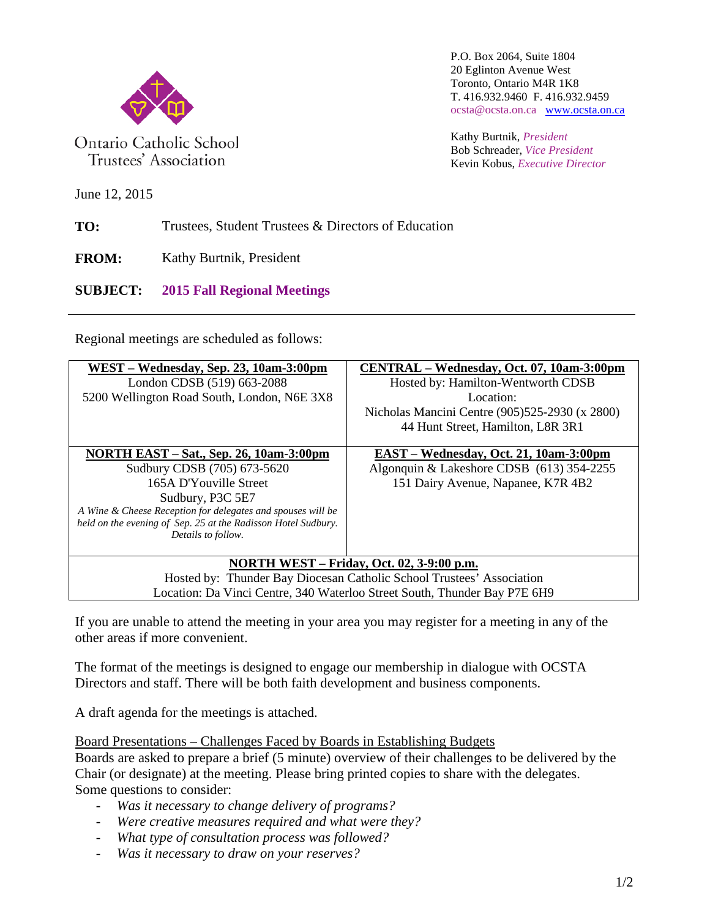Ontario Catholic School Trustees' Association

P.O. Box 2064, Suite 1804
20 Eglinton Avenue West
Toronto, Ontario M4R 1K8
T. 416.932.9460 F. 416.932.9459
ocsta@ocsta.on.ca [www.ocsta.on.ca](http://www.ocsta.on.ca)

Kathy Burtnik, *President*
Bob Schreader, *Vice President*
Kevin Kobus, *Executive Director*

June 12, 2015

**TO:** Trustees, Student Trustees & Directors of Education

**FROM:** Kathy Burtnik, President

**SUBJECT:** **2015 Fall Regional Meetings**

---

Regional meetings are scheduled as follows:

| **WEST – Wednesday, Sep. 23, 10am-3:00pm** | **CENTRAL – Wednesday, Oct. 07, 10am-3:00pm** |
|---|---|
| London CDSB (519) 663-2088<br>5200 Wellington Road South, London, N6E 3X8 | Hosted by: Hamilton-Wentworth CDSB<br>Location:<br>Nicholas Mancini Centre (905)525-2930 (x 2800)<br>44 Hunt Street, Hamilton, L8R 3R1 |
| **NORTH EAST – Sat., Sep. 26, 10am-3:00pm**<br>Sudbury CDSB (705) 673-5620<br>165A D'Youville Street<br>Sudbury, P3C 5E7<br>*A Wine & Cheese Reception for delegates and spouses will be held on the evening of Sep. 25 at the Radisson Hotel Sudbury. Details to follow.* | **EAST – Wednesday, Oct. 21, 10am-3:00pm**<br>Algonquin & Lakeshore CDSB (613) 354-2255<br>151 Dairy Avenue, Napanee, K7R 4B2 |
| **NORTH WEST – Friday, Oct. 02, 3-9:00 p.m.**<br>Hosted by: Thunder Bay Diocesan Catholic School Trustees' Association<br>Location: Da Vinci Centre, 340 Waterloo Street South, Thunder Bay P7E 6H9 | |

If you are unable to attend the meeting in your area you may register for a meeting in any of the other areas if more convenient.

The format of the meetings is designed to engage our membership in dialogue with OCSTA Directors and staff. There will be both faith development and business components.

A draft agenda for the meetings is attached.

Board Presentations – Challenges Faced by Boards in Establishing Budgets

Boards are asked to prepare a brief (5 minute) overview of their challenges to be delivered by the Chair (or designate) at the meeting. Please bring printed copies to share with the delegates.
Some questions to consider:

- *Was it necessary to change delivery of programs?*
- *Were creative measures required and what were they?*
- *What type of consultation process was followed?*
- *Was it necessary to draw on your reserves?*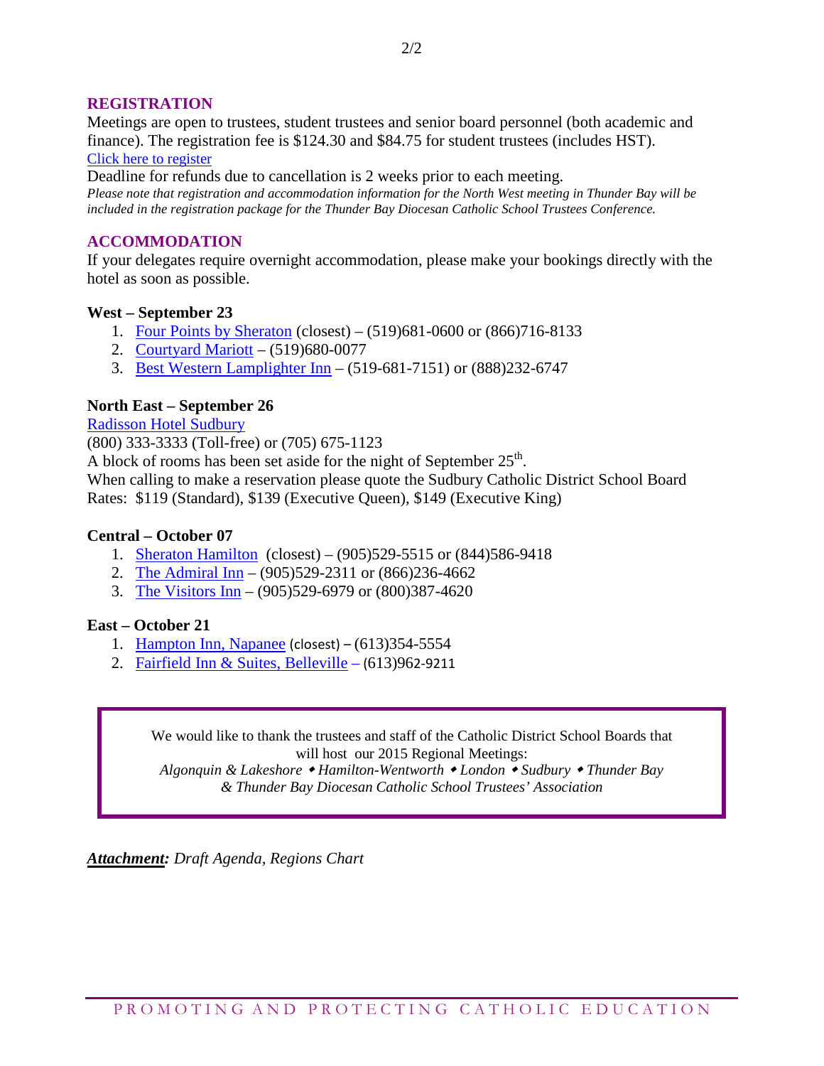## REGISTRATION

Meetings are open to trustees, student trustees and senior board personnel (both academic and finance). The registration fee is $124.30 and $84.75 for student trustees (includes HST).

Click here to register

Deadline for refunds due to cancellation is 2 weeks prior to each meeting.

*Please note that registration and accommodation information for the North West meeting in Thunder Bay will be included in the registration package for the Thunder Bay Diocesan Catholic School Trustees Conference.*

## ACCOMMODATION

If your delegates require overnight accommodation, please make your bookings directly with the hotel as soon as possible.

**West – September 23**

1. Four Points by Sheraton (closest) – (519)681-0600 or (866)716-8133
2. Courtyard Mariott – (519)680-0077
3. Best Western Lamplighter Inn – (519-681-7151) or (888)232-6747

**North East – September 26**

Radisson Hotel Sudbury

(800) 333-3333 (Toll-free) or (705) 675-1123

A block of rooms has been set aside for the night of September 25th.

When calling to make a reservation please quote the Sudbury Catholic District School Board

Rates: $119 (Standard), $139 (Executive Queen), $149 (Executive King)

**Central – October 07**

1. Sheraton Hamilton (closest) – (905)529-5515 or (844)586-9418
2. The Admiral Inn – (905)529-2311 or (866)236-4662
3. The Visitors Inn – (905)529-6979 or (800)387-4620

**East – October 21**

1. Hampton Inn, Napanee (closest) – (613)354-5554
2. Fairfield Inn & Suites, Belleville – (613)962-9211

We would like to thank the trustees and staff of the Catholic District School Boards that will host our 2015 Regional Meetings:

*Algonquin & Lakeshore ◆ Hamilton-Wentworth ◆ London ◆ Sudbury ◆ Thunder Bay & Thunder Bay Diocesan Catholic School Trustees' Association*

***Attachment:*** *Draft Agenda, Regions Chart*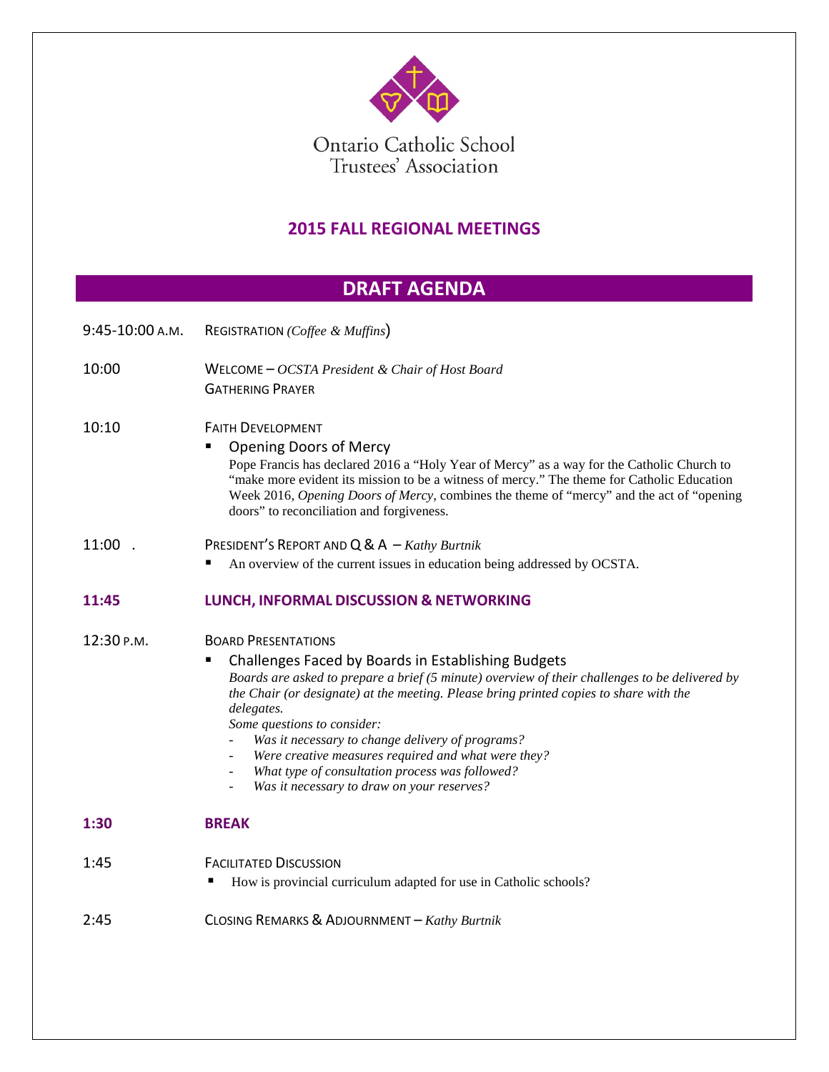Ontario Catholic School Trustees' Association

## 2015 FALL REGIONAL MEETINGS

## DRAFT AGENDA

**9:45-10:00 A.M.** REGISTRATION *(Coffee & Muffins)*

**10:00** WELCOME – *OCSTA President & Chair of Host Board*
GATHERING PRAYER

**10:10** FAITH DEVELOPMENT

- Opening Doors of Mercy
  Pope Francis has declared 2016 a "Holy Year of Mercy" as a way for the Catholic Church to "make more evident its mission to be a witness of mercy." The theme for Catholic Education Week 2016, *Opening Doors of Mercy*, combines the theme of "mercy" and the act of "opening doors" to reconciliation and forgiveness.

**11:00 .** PRESIDENT'S REPORT AND Q & A – *Kathy Burtnik*

- An overview of the current issues in education being addressed by OCSTA.

**11:45** **LUNCH, INFORMAL DISCUSSION & NETWORKING**

**12:30 P.M.** BOARD PRESENTATIONS

- Challenges Faced by Boards in Establishing Budgets
  *Boards are asked to prepare a brief (5 minute) overview of their challenges to be delivered by the Chair (or designate) at the meeting. Please bring printed copies to share with the delegates.*
  *Some questions to consider:*
  - *Was it necessary to change delivery of programs?*
  - *Were creative measures required and what were they?*
  - *What type of consultation process was followed?*
  - *Was it necessary to draw on your reserves?*

**1:30** **BREAK**

**1:45** FACILITATED DISCUSSION

- How is provincial curriculum adapted for use in Catholic schools?

**2:45** CLOSING REMARKS & ADJOURNMENT – *Kathy Burtnik*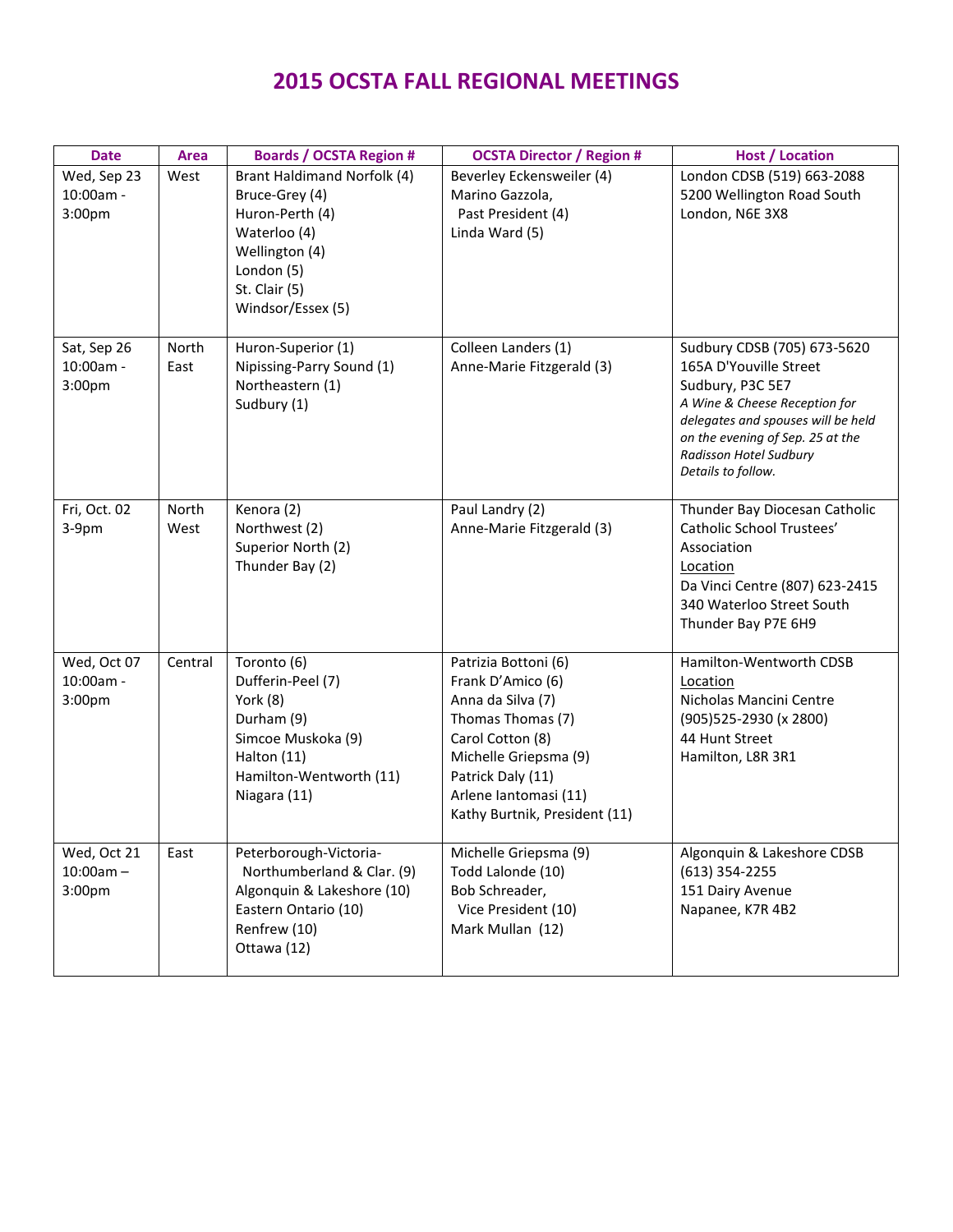# 2015 OCSTA FALL REGIONAL MEETINGS

| Date | Area | Boards / OCSTA Region # | OCSTA Director / Region # | Host / Location |
|---|---|---|---|---|
| Wed, Sep 23<br>10:00am - 3:00pm | West | Brant Haldimand Norfolk (4)<br>Bruce-Grey (4)<br>Huron-Perth (4)<br>Waterloo (4)<br>Wellington (4)<br>London (5)<br>St. Clair (5)<br>Windsor/Essex (5) | Beverley Eckensweiler (4)<br>Marino Gazzola, Past President (4)<br>Linda Ward (5) | London CDSB (519) 663-2088<br>5200 Wellington Road South<br>London, N6E 3X8 |
| Sat, Sep 26<br>10:00am - 3:00pm | North East | Huron-Superior (1)<br>Nipissing-Parry Sound (1)<br>Northeastern (1)<br>Sudbury (1) | Colleen Landers (1)<br>Anne-Marie Fitzgerald (3) | Sudbury CDSB (705) 673-5620<br>165A D'Youville Street<br>Sudbury, P3C 5E7<br>*A Wine & Cheese Reception for delegates and spouses will be held on the evening of Sep. 25 at the Radisson Hotel Sudbury*<br>*Details to follow.* |
| Fri, Oct. 02<br>3-9pm | North West | Kenora (2)<br>Northwest (2)<br>Superior North (2)<br>Thunder Bay (2) | Paul Landry (2)<br>Anne-Marie Fitzgerald (3) | Thunder Bay Diocesan Catholic Catholic School Trustees' Association<br>Location<br>Da Vinci Centre (807) 623-2415<br>340 Waterloo Street South<br>Thunder Bay P7E 6H9 |
| Wed, Oct 07<br>10:00am - 3:00pm | Central | Toronto (6)<br>Dufferin-Peel (7)<br>York (8)<br>Durham (9)<br>Simcoe Muskoka (9)<br>Halton (11)<br>Hamilton-Wentworth (11)<br>Niagara (11) | Patrizia Bottoni (6)<br>Frank D'Amico (6)<br>Anna da Silva (7)<br>Thomas Thomas (7)<br>Carol Cotton (8)<br>Michelle Griepsma (9)<br>Patrick Daly (11)<br>Arlene Iantomasi (11)<br>Kathy Burtnik, President (11) | Hamilton-Wentworth CDSB<br>Location<br>Nicholas Mancini Centre<br>(905)525-2930 (x 2800)<br>44 Hunt Street<br>Hamilton, L8R 3R1 |
| Wed, Oct 21<br>10:00am – 3:00pm | East | Peterborough-Victoria-Northumberland & Clar. (9)<br>Algonquin & Lakeshore (10)<br>Eastern Ontario (10)<br>Renfrew (10)<br>Ottawa (12) | Michelle Griepsma (9)<br>Todd Lalonde (10)<br>Bob Schreader, Vice President (10)<br>Mark Mullan (12) | Algonquin & Lakeshore CDSB<br>(613) 354-2255<br>151 Dairy Avenue<br>Napanee, K7R 4B2 |